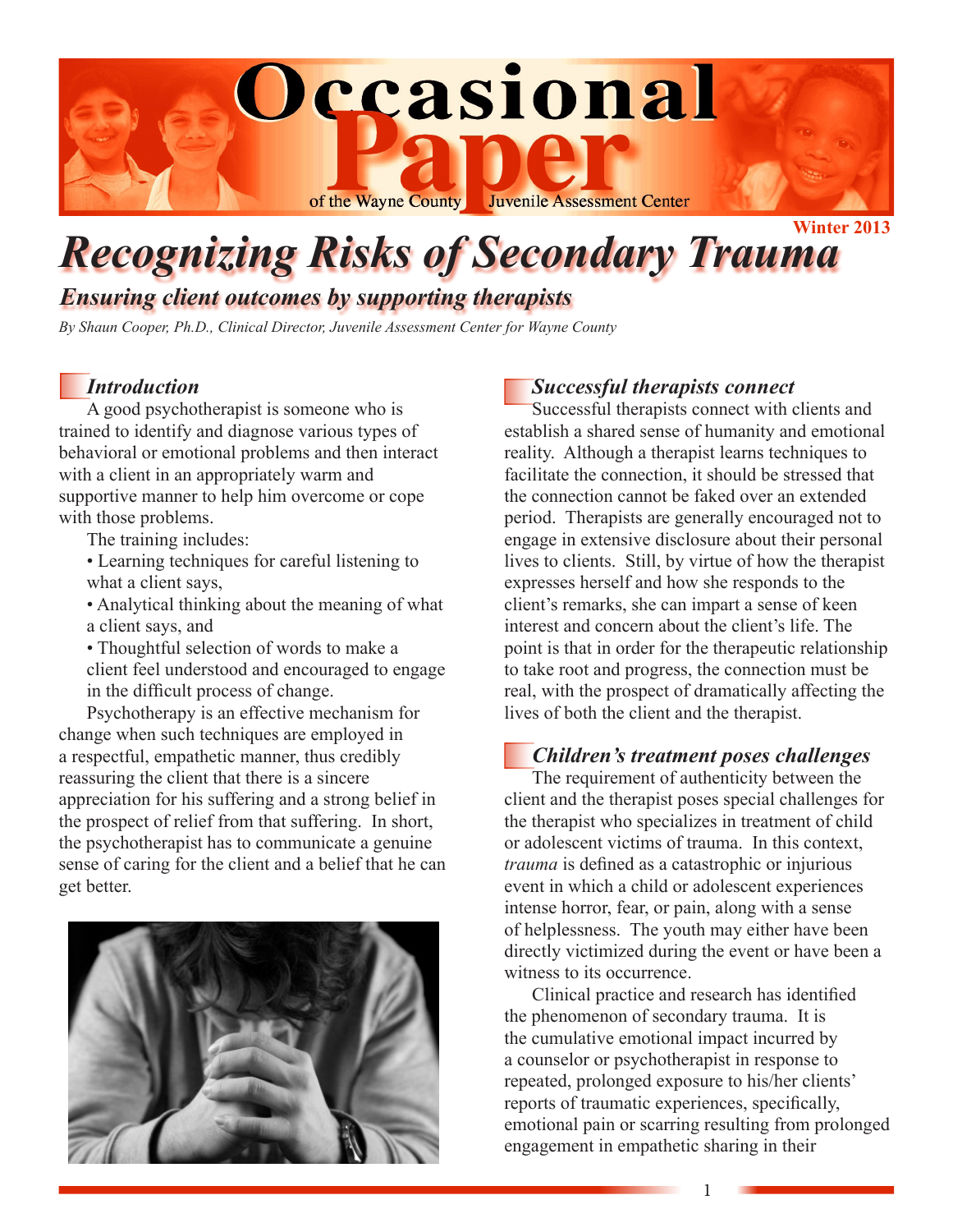# Occasional Paper

of the Wayne County Juvenile Assessment Center

Winter 2013

# *Recognizing Risks of Secondary Trauma*

## *Ensuring client outcomes by supporting therapists*

*By Shaun Cooper, Ph.D., Clinical Director, Juvenile Assessment Center for Wayne County*

### *Introduction*

A good psychotherapist is someone who is trained to identify and diagnose various types of behavioral or emotional problems and then interact with a client in an appropriately warm and supportive manner to help him overcome or cope with those problems.

The training includes:

- Learning techniques for careful listening to what a client says,
- Analytical thinking about the meaning of what a client says, and
- Thoughtful selection of words to make a client feel understood and encouraged to engage in the difficult process of change.

Psychotherapy is an effective mechanism for change when such techniques are employed in a respectful, empathetic manner, thus credibly reassuring the client that there is a sincere appreciation for his suffering and a strong belief in the prospect of relief from that suffering. In short, the psychotherapist has to communicate a genuine sense of caring for the client and a belief that he can get better.

### *Successful therapists connect*

Successful therapists connect with clients and establish a shared sense of humanity and emotional reality. Although a therapist learns techniques to facilitate the connection, it should be stressed that the connection cannot be faked over an extended period. Therapists are generally encouraged not to engage in extensive disclosure about their personal lives to clients. Still, by virtue of how the therapist expresses herself and how she responds to the client's remarks, she can impart a sense of keen interest and concern about the client's life. The point is that in order for the therapeutic relationship to take root and progress, the connection must be real, with the prospect of dramatically affecting the lives of both the client and the therapist.

### *Children's treatment poses challenges*

The requirement of authenticity between the client and the therapist poses special challenges for the therapist who specializes in treatment of child or adolescent victims of trauma. In this context, *trauma* is defined as a catastrophic or injurious event in which a child or adolescent experiences intense horror, fear, or pain, along with a sense of helplessness. The youth may either have been directly victimized during the event or have been a witness to its occurrence.

Clinical practice and research has identified the phenomenon of secondary trauma. It is the cumulative emotional impact incurred by a counselor or psychotherapist in response to repeated, prolonged exposure to his/her clients' reports of traumatic experiences, specifically, emotional pain or scarring resulting from prolonged engagement in empathetic sharing in their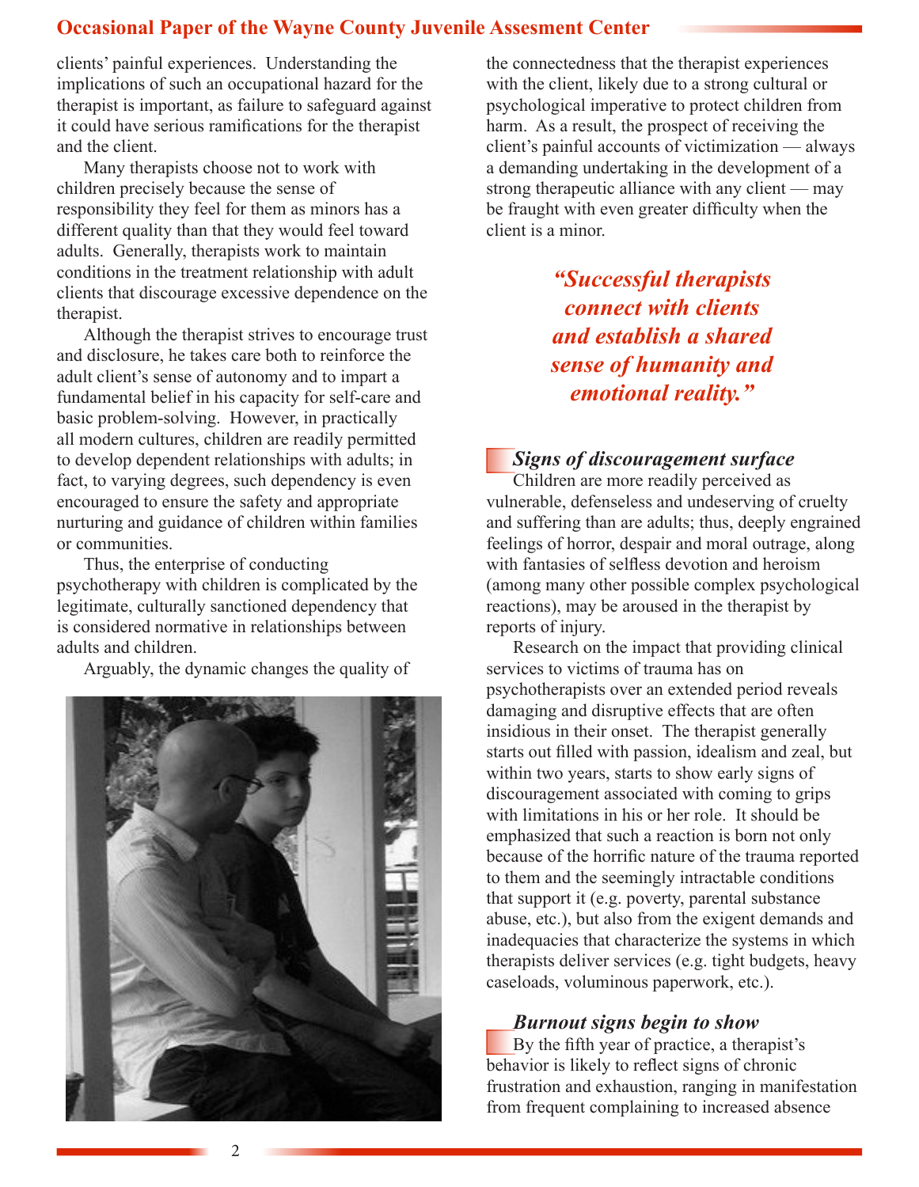clients' painful experiences. Understanding the implications of such an occupational hazard for the therapist is important, as failure to safeguard against it could have serious ramifications for the therapist and the client.

Many therapists choose not to work with children precisely because the sense of responsibility they feel for them as minors has a different quality than that they would feel toward adults. Generally, therapists work to maintain conditions in the treatment relationship with adult clients that discourage excessive dependence on the therapist.

Although the therapist strives to encourage trust and disclosure, he takes care both to reinforce the adult client's sense of autonomy and to impart a fundamental belief in his capacity for self-care and basic problem-solving. However, in practically all modern cultures, children are readily permitted to develop dependent relationships with adults; in fact, to varying degrees, such dependency is even encouraged to ensure the safety and appropriate nurturing and guidance of children within families or communities.

Thus, the enterprise of conducting psychotherapy with children is complicated by the legitimate, culturally sanctioned dependency that is considered normative in relationships between adults and children.

Arguably, the dynamic changes the quality of the connectedness that the therapist experiences with the client, likely due to a strong cultural or psychological imperative to protect children from harm. As a result, the prospect of receiving the client's painful accounts of victimization — always a demanding undertaking in the development of a strong therapeutic alliance with any client — may be fraught with even greater difficulty when the client is a minor.

> ***"Successful therapists connect with clients and establish a shared sense of humanity and emotional reality."***

### *Signs of discouragement surface*

Children are more readily perceived as vulnerable, defenseless and undeserving of cruelty and suffering than are adults; thus, deeply engrained feelings of horror, despair and moral outrage, along with fantasies of selfless devotion and heroism (among many other possible complex psychological reactions), may be aroused in the therapist by reports of injury.

Research on the impact that providing clinical services to victims of trauma has on psychotherapists over an extended period reveals damaging and disruptive effects that are often insidious in their onset. The therapist generally starts out filled with passion, idealism and zeal, but within two years, starts to show early signs of discouragement associated with coming to grips with limitations in his or her role. It should be emphasized that such a reaction is born not only because of the horrific nature of the trauma reported to them and the seemingly intractable conditions that support it (e.g. poverty, parental substance abuse, etc.), but also from the exigent demands and inadequacies that characterize the systems in which therapists deliver services (e.g. tight budgets, heavy caseloads, voluminous paperwork, etc.).

### *Burnout signs begin to show*

By the fifth year of practice, a therapist's behavior is likely to reflect signs of chronic frustration and exhaustion, ranging in manifestation from frequent complaining to increased absence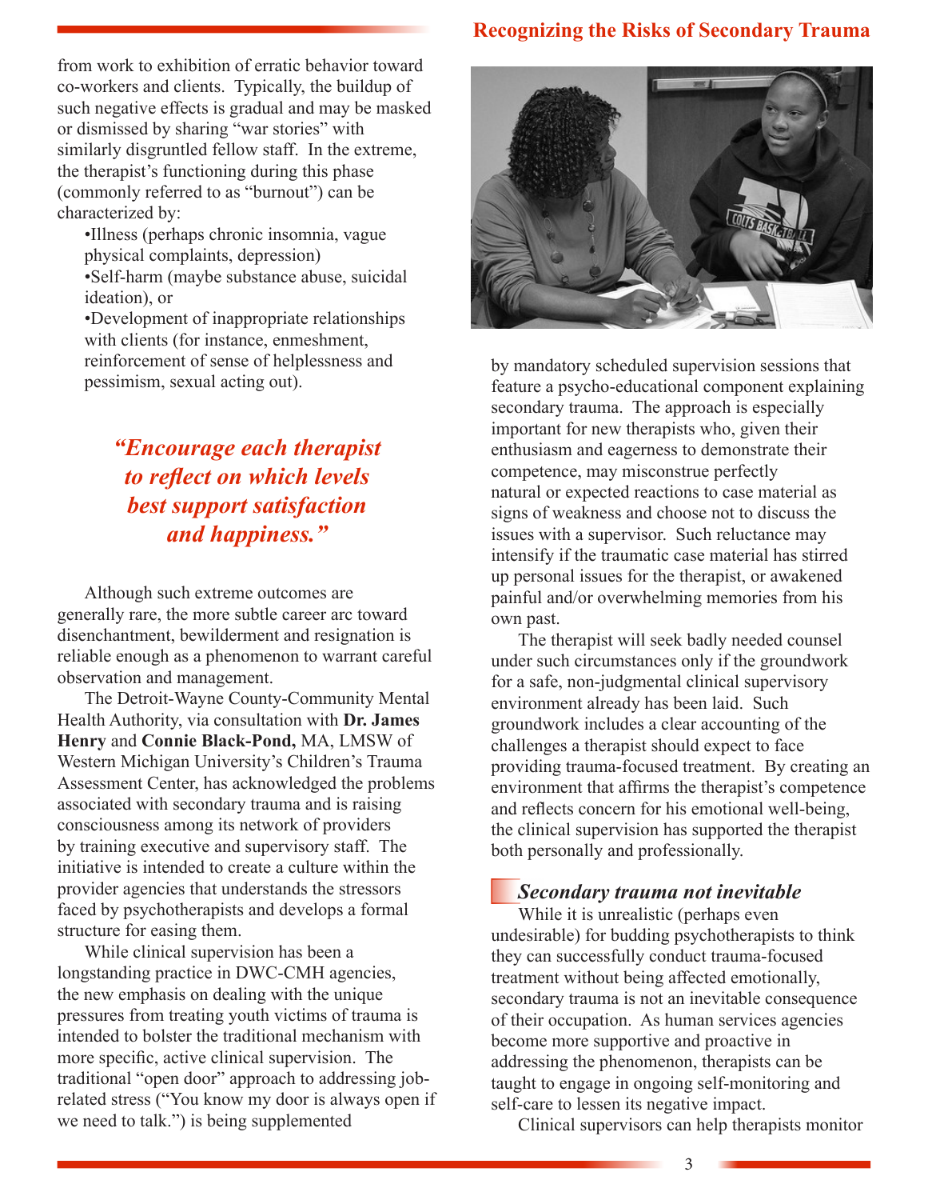from work to exhibition of erratic behavior toward co-workers and clients. Typically, the buildup of such negative effects is gradual and may be masked or dismissed by sharing "war stories" with similarly disgruntled fellow staff. In the extreme, the therapist's functioning during this phase (commonly referred to as "burnout") can be characterized by:

- Illness (perhaps chronic insomnia, vague physical complaints, depression)
- Self-harm (maybe substance abuse, suicidal ideation), or
- Development of inappropriate relationships with clients (for instance, enmeshment, reinforcement of sense of helplessness and pessimism, sexual acting out).

> ***"Encourage each therapist to reflect on which levels best support satisfaction and happiness."***

Although such extreme outcomes are generally rare, the more subtle career arc toward disenchantment, bewilderment and resignation is reliable enough as a phenomenon to warrant careful observation and management.

The Detroit-Wayne County-Community Mental Health Authority, via consultation with **Dr. James Henry** and **Connie Black-Pond,** MA, LMSW of Western Michigan University's Children's Trauma Assessment Center, has acknowledged the problems associated with secondary trauma and is raising consciousness among its network of providers by training executive and supervisory staff. The initiative is intended to create a culture within the provider agencies that understands the stressors faced by psychotherapists and develops a formal structure for easing them.

While clinical supervision has been a longstanding practice in DWC-CMH agencies, the new emphasis on dealing with the unique pressures from treating youth victims of trauma is intended to bolster the traditional mechanism with more specific, active clinical supervision. The traditional "open door" approach to addressing job-related stress ("You know my door is always open if we need to talk.") is being supplemented by mandatory scheduled supervision sessions that feature a psycho-educational component explaining secondary trauma. The approach is especially important for new therapists who, given their enthusiasm and eagerness to demonstrate their competence, may misconstrue perfectly natural or expected reactions to case material as signs of weakness and choose not to discuss the issues with a supervisor. Such reluctance may intensify if the traumatic case material has stirred up personal issues for the therapist, or awakened painful and/or overwhelming memories from his own past.

The therapist will seek badly needed counsel under such circumstances only if the groundwork for a safe, non-judgmental clinical supervisory environment already has been laid. Such groundwork includes a clear accounting of the challenges a therapist should expect to face providing trauma-focused treatment. By creating an environment that affirms the therapist's competence and reflects concern for his emotional well-being, the clinical supervision has supported the therapist both personally and professionally.

### *Secondary trauma not inevitable*

While it is unrealistic (perhaps even undesirable) for budding psychotherapists to think they can successfully conduct trauma-focused treatment without being affected emotionally, secondary trauma is not an inevitable consequence of their occupation. As human services agencies become more supportive and proactive in addressing the phenomenon, therapists can be taught to engage in ongoing self-monitoring and self-care to lessen its negative impact.

Clinical supervisors can help therapists monitor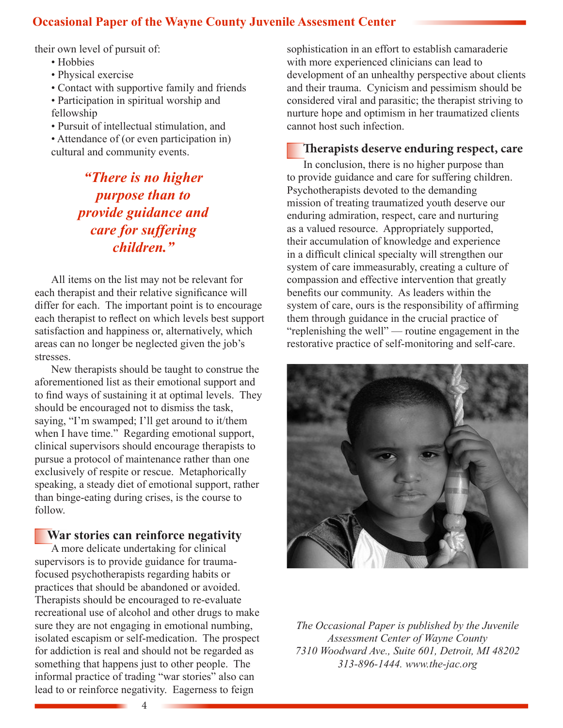their own level of pursuit of:

- Hobbies
- Physical exercise
- Contact with supportive family and friends
- Participation in spiritual worship and fellowship
- Pursuit of intellectual stimulation, and
- Attendance of (or even participation in) cultural and community events.

> ***"There is no higher purpose than to provide guidance and care for suffering children."***

All items on the list may not be relevant for each therapist and their relative significance will differ for each. The important point is to encourage each therapist to reflect on which levels best support satisfaction and happiness or, alternatively, which areas can no longer be neglected given the job's stresses.

New therapists should be taught to construe the aforementioned list as their emotional support and to find ways of sustaining it at optimal levels. They should be encouraged not to dismiss the task, saying, "I'm swamped; I'll get around to it/them when I have time." Regarding emotional support, clinical supervisors should encourage therapists to pursue a protocol of maintenance rather than one exclusively of respite or rescue. Metaphorically speaking, a steady diet of emotional support, rather than binge-eating during crises, is the course to follow.

## War stories can reinforce negativity

A more delicate undertaking for clinical supervisors is to provide guidance for trauma-focused psychotherapists regarding habits or practices that should be abandoned or avoided. Therapists should be encouraged to re-evaluate recreational use of alcohol and other drugs to make sure they are not engaging in emotional numbing, isolated escapism or self-medication. The prospect for addiction is real and should not be regarded as something that happens just to other people. The informal practice of trading "war stories" also can lead to or reinforce negativity. Eagerness to feign sophistication in an effort to establish camaraderie with more experienced clinicians can lead to development of an unhealthy perspective about clients and their trauma. Cynicism and pessimism should be considered viral and parasitic; the therapist striving to nurture hope and optimism in her traumatized clients cannot host such infection.

## Therapists deserve enduring respect, care

In conclusion, there is no higher purpose than to provide guidance and care for suffering children. Psychotherapists devoted to the demanding mission of treating traumatized youth deserve our enduring admiration, respect, care and nurturing as a valued resource. Appropriately supported, their accumulation of knowledge and experience in a difficult clinical specialty will strengthen our system of care immeasurably, creating a culture of compassion and effective intervention that greatly benefits our community. As leaders within the system of care, ours is the responsibility of affirming them through guidance in the crucial practice of "replenishing the well" — routine engagement in the restorative practice of self-monitoring and self-care.

*The Occasional Paper is published by the Juvenile Assessment Center of Wayne County*
*7310 Woodward Ave., Suite 601, Detroit, MI 48202*
*313-896-1444. www.the-jac.org*